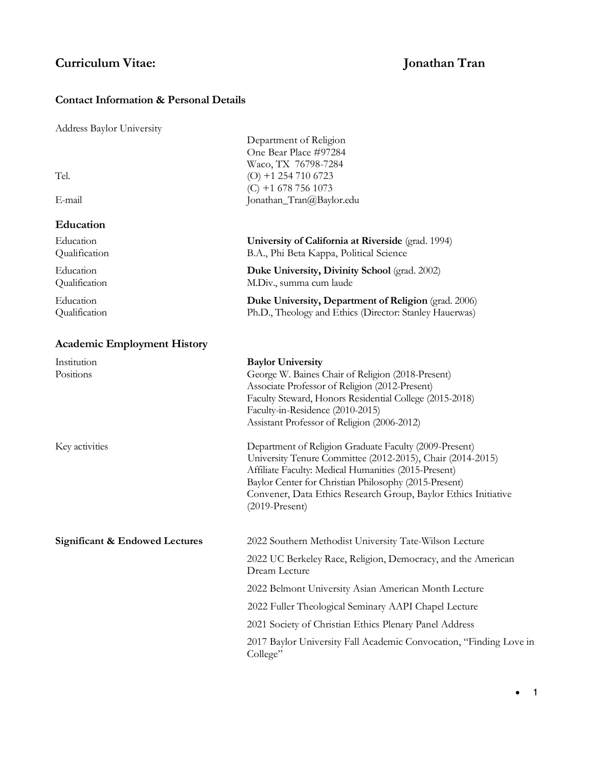# Curriculum Vitae: Jonathan Tran

## Contact Information & Personal Details

| | |
|---|---|
| Address | Baylor University<br>Department of Religion<br>One Bear Place #97284<br>Waco, TX 76798-7284 |
| Tel. | (O) +1 254 710 6723<br>(C) +1 678 756 1073 |
| E-mail | Jonathan_Tran@Baylor.edu |

## Education

| | |
|---|---|
| Education | **University of California at Riverside** (grad. 1994) |
| Qualification | B.A., Phi Beta Kappa, Political Science |
| Education | **Duke University, Divinity School** (grad. 2002) |
| Qualification | M.Div., summa cum laude |
| Education | **Duke University, Department of Religion** (grad. 2006) |
| Qualification | Ph.D., Theology and Ethics (Director: Stanley Hauerwas) |

## Academic Employment History

| | |
|---|---|
| Institution | **Baylor University** |
| Positions | George W. Baines Chair of Religion (2018-Present)<br>Associate Professor of Religion (2012-Present)<br>Faculty Steward, Honors Residential College (2015-2018)<br>Faculty-in-Residence (2010-2015)<br>Assistant Professor of Religion (2006-2012) |
| Key activities | Department of Religion Graduate Faculty (2009-Present)<br>University Tenure Committee (2012-2015), Chair (2014-2015)<br>Affiliate Faculty: Medical Humanities (2015-Present)<br>Baylor Center for Christian Philosophy (2015-Present)<br>Convener, Data Ethics Research Group, Baylor Ethics Initiative (2019-Present) |

**Significant & Endowed Lectures**

- 2022 Southern Methodist University Tate-Wilson Lecture
- 2022 UC Berkeley Race, Religion, Democracy, and the American Dream Lecture
- 2022 Belmont University Asian American Month Lecture
- 2022 Fuller Theological Seminary AAPI Chapel Lecture
- 2021 Society of Christian Ethics Plenary Panel Address
- 2017 Baylor University Fall Academic Convocation, "Finding Love in College"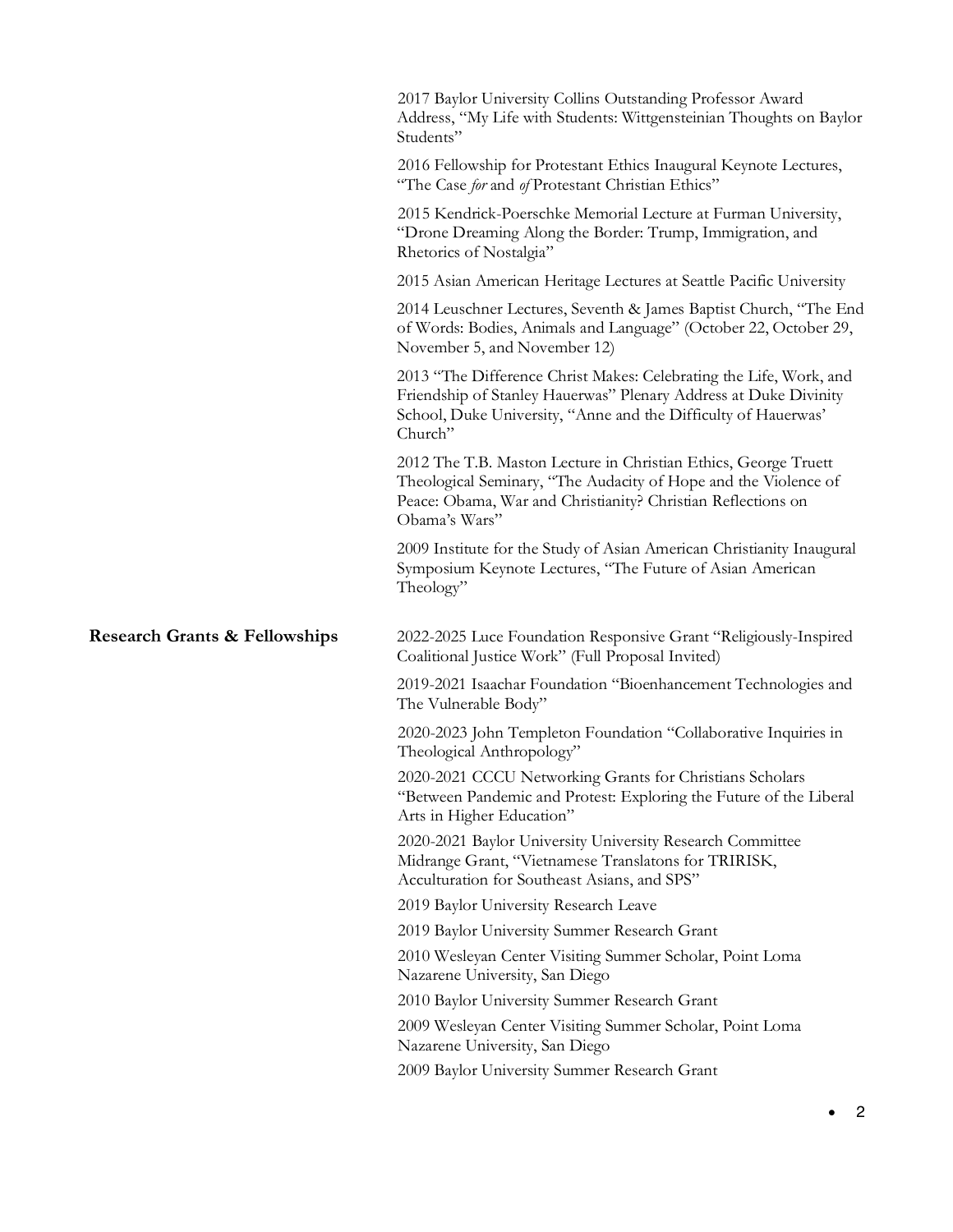2017 Baylor University Collins Outstanding Professor Award Address, "My Life with Students: Wittgensteinian Thoughts on Baylor Students"

2016 Fellowship for Protestant Ethics Inaugural Keynote Lectures, "The Case *for* and *of* Protestant Christian Ethics"

2015 Kendrick-Poerschke Memorial Lecture at Furman University, "Drone Dreaming Along the Border: Trump, Immigration, and Rhetorics of Nostalgia"

2015 Asian American Heritage Lectures at Seattle Pacific University

2014 Leuschner Lectures, Seventh & James Baptist Church, "The End of Words: Bodies, Animals and Language" (October 22, October 29, November 5, and November 12)

2013 "The Difference Christ Makes: Celebrating the Life, Work, and Friendship of Stanley Hauerwas" Plenary Address at Duke Divinity School, Duke University, "Anne and the Difficulty of Hauerwas' Church"

2012 The T.B. Maston Lecture in Christian Ethics, George Truett Theological Seminary, "The Audacity of Hope and the Violence of Peace: Obama, War and Christianity? Christian Reflections on Obama's Wars"

2009 Institute for the Study of Asian American Christianity Inaugural Symposium Keynote Lectures, "The Future of Asian American Theology"

## Research Grants & Fellowships

2022-2025 Luce Foundation Responsive Grant "Religiously-Inspired Coalitional Justice Work" (Full Proposal Invited)

2019-2021 Isaachar Foundation "Bioenhancement Technologies and The Vulnerable Body"

2020-2023 John Templeton Foundation "Collaborative Inquiries in Theological Anthropology"

2020-2021 CCCU Networking Grants for Christians Scholars "Between Pandemic and Protest: Exploring the Future of the Liberal Arts in Higher Education"

2020-2021 Baylor University University Research Committee Midrange Grant, "Vietnamese Translatons for TRIRISK, Acculturation for Southeast Asians, and SPS"

2019 Baylor University Research Leave

2019 Baylor University Summer Research Grant

2010 Wesleyan Center Visiting Summer Scholar, Point Loma Nazarene University, San Diego

2010 Baylor University Summer Research Grant

2009 Wesleyan Center Visiting Summer Scholar, Point Loma Nazarene University, San Diego

2009 Baylor University Summer Research Grant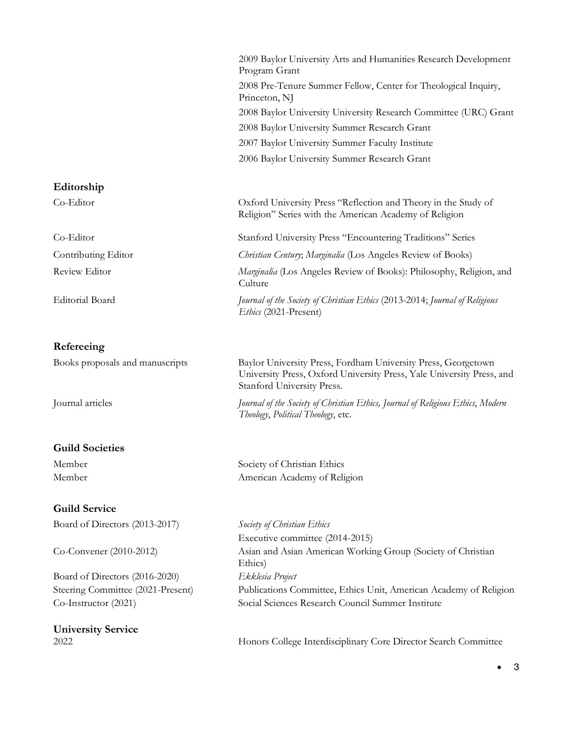2009 Baylor University Arts and Humanities Research Development Program Grant

2008 Pre-Tenure Summer Fellow, Center for Theological Inquiry, Princeton, NJ

2008 Baylor University University Research Committee (URC) Grant

2008 Baylor University Summer Research Grant

2007 Baylor University Summer Faculty Institute

2006 Baylor University Summer Research Grant

## Editorship

| | |
|---|---|
| Co-Editor | Oxford University Press "Reflection and Theory in the Study of Religion" Series with the American Academy of Religion |
| Co-Editor | Stanford University Press "Encountering Traditions" Series |
| Contributing Editor | *Christian Century*; *Marginalia* (Los Angeles Review of Books) |
| Review Editor | *Marginalia* (Los Angeles Review of Books): Philosophy, Religion, and Culture |
| Editorial Board | *Journal of the Society of Christian Ethics* (2013-2014; *Journal of Religious Ethics* (2021-Present) |

## Refereeing

| | |
|---|---|
| Books proposals and manuscripts | Baylor University Press, Fordham University Press, Georgetown University Press, Oxford University Press, Yale University Press, and Stanford University Press. |
| Journal articles | *Journal of the Society of Christian Ethics, Journal of Religious Ethics*, *Modern Theology*, *Political Theology*, etc. |

## Guild Societies

| | |
|---|---|
| Member | Society of Christian Ethics |
| Member | American Academy of Religion |

## Guild Service

| | |
|---|---|
| Board of Directors (2013-2017) | *Society of Christian Ethics* |
| | Executive committee (2014-2015) |
| Co-Convener (2010-2012) | Asian and Asian American Working Group (Society of Christian Ethics) |
| Board of Directors (2016-2020) | *Ekklesia Project* |
| Steering Committee (2021-Present) | Publications Committee, Ethics Unit, American Academy of Religion |
| Co-Instructor (2021) | Social Sciences Research Council Summer Institute |

## University Service

| | |
|---|---|
| 2022 | Honors College Interdisciplinary Core Director Search Committee |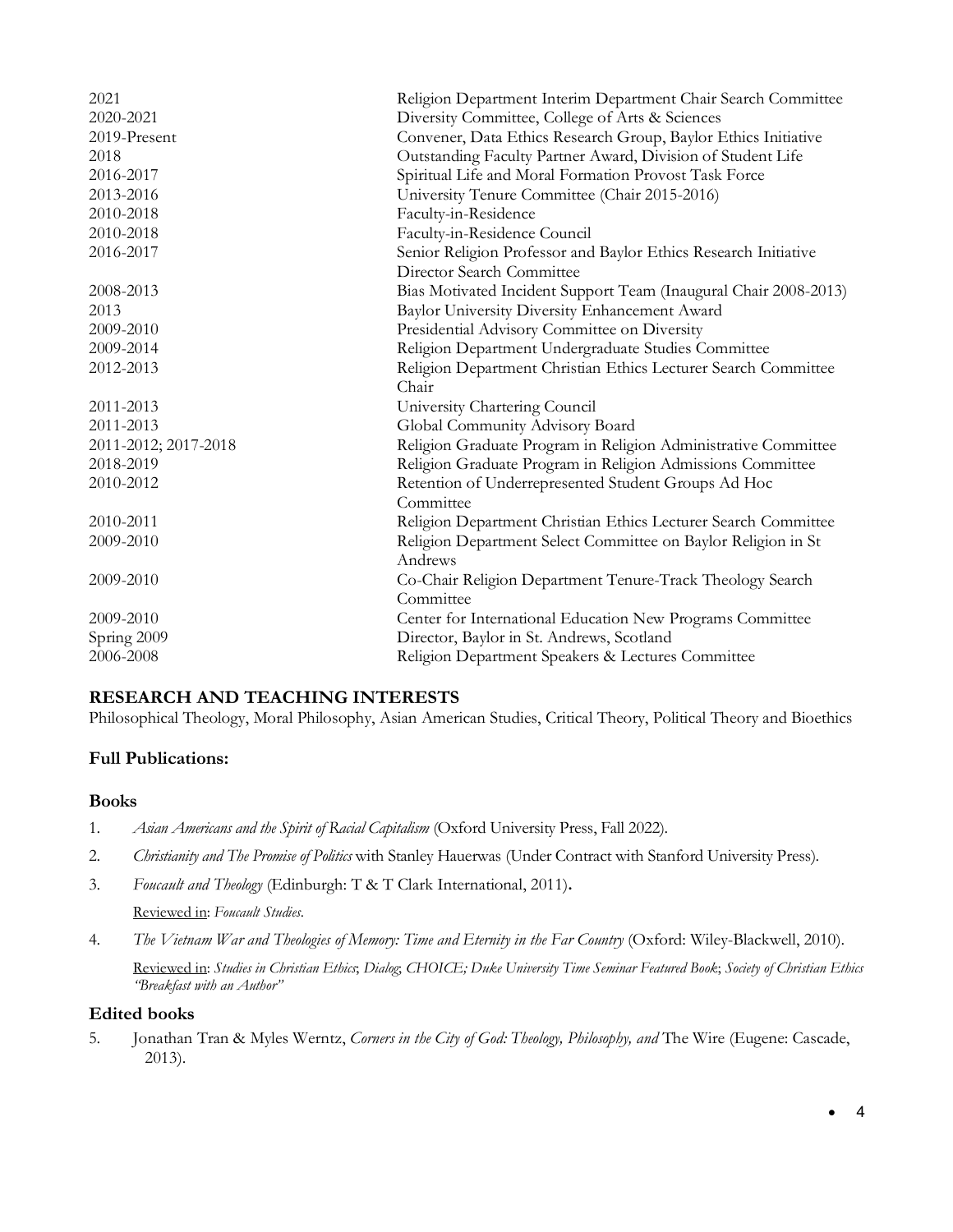| | |
|---|---|
| 2021 | Religion Department Interim Department Chair Search Committee |
| 2020-2021 | Diversity Committee, College of Arts & Sciences |
| 2019-Present | Convener, Data Ethics Research Group, Baylor Ethics Initiative |
| 2018 | Outstanding Faculty Partner Award, Division of Student Life |
| 2016-2017 | Spiritual Life and Moral Formation Provost Task Force |
| 2013-2016 | University Tenure Committee (Chair 2015-2016) |
| 2010-2018 | Faculty-in-Residence |
| 2010-2018 | Faculty-in-Residence Council |
| 2016-2017 | Senior Religion Professor and Baylor Ethics Research Initiative Director Search Committee |
| 2008-2013 | Bias Motivated Incident Support Team (Inaugural Chair 2008-2013) |
| 2013 | Baylor University Diversity Enhancement Award |
| 2009-2010 | Presidential Advisory Committee on Diversity |
| 2009-2014 | Religion Department Undergraduate Studies Committee |
| 2012-2013 | Religion Department Christian Ethics Lecturer Search Committee Chair |
| 2011-2013 | University Chartering Council |
| 2011-2013 | Global Community Advisory Board |
| 2011-2012; 2017-2018 | Religion Graduate Program in Religion Administrative Committee |
| 2018-2019 | Religion Graduate Program in Religion Admissions Committee |
| 2010-2012 | Retention of Underrepresented Student Groups Ad Hoc Committee |
| 2010-2011 | Religion Department Christian Ethics Lecturer Search Committee |
| 2009-2010 | Religion Department Select Committee on Baylor Religion in St Andrews |
| 2009-2010 | Co-Chair Religion Department Tenure-Track Theology Search Committee |
| 2009-2010 | Center for International Education New Programs Committee |
| Spring 2009 | Director, Baylor in St. Andrews, Scotland |
| 2006-2008 | Religion Department Speakers & Lectures Committee |

## RESEARCH AND TEACHING INTERESTS

Philosophical Theology, Moral Philosophy, Asian American Studies, Critical Theory, Political Theory and Bioethics

### Full Publications:

#### Books

1. *Asian Americans and the Spirit of Racial Capitalism* (Oxford University Press, Fall 2022).
2. *Christianity and The Promise of Politics* with Stanley Hauerwas (Under Contract with Stanford University Press).
3. *Foucault and Theology* (Edinburgh: T & T Clark International, 2011).

   Reviewed in: *Foucault Studies*.
4. *The Vietnam War and Theologies of Memory: Time and Eternity in the Far Country* (Oxford: Wiley-Blackwell, 2010).

   Reviewed in: *Studies in Christian Ethics*; *Dialog*; *CHOICE; Duke University Time Seminar Featured Book*; *Society of Christian Ethics "Breakfast with an Author"*

#### Edited books

5. Jonathan Tran & Myles Werntz, *Corners in the City of God: Theology, Philosophy, and* The Wire (Eugene: Cascade, 2013).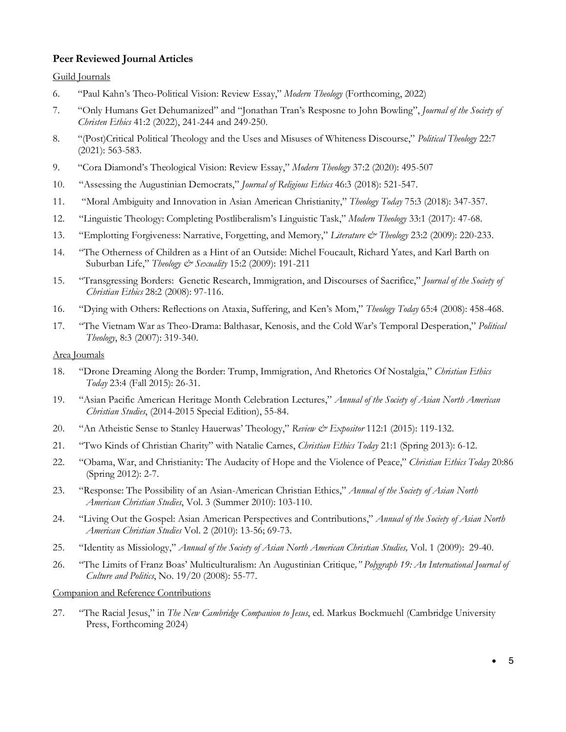### **Peer Reviewed Journal Articles**

Guild Journals

6. "Paul Kahn's Theo-Political Vision: Review Essay," *Modern Theology* (Forthcoming, 2022)
7. "Only Humans Get Dehumanized" and "Jonathan Tran's Resposne to John Bowling", *Journal of the Society of Christen Ethics* 41:2 (2022), 241-244 and 249-250.
8. "(Post)Critical Political Theology and the Uses and Misuses of Whiteness Discourse," *Political Theology* 22:7 (2021): 563-583.
9. "Cora Diamond's Theological Vision: Review Essay," *Modern Theology* 37:2 (2020): 495-507
10. "Assessing the Augustinian Democrats," *Journal of Religious Ethics* 46:3 (2018): 521-547.
11. "Moral Ambiguity and Innovation in Asian American Christianity," *Theology Today* 75:3 (2018): 347-357.
12. "Linguistic Theology: Completing Postliberalism's Linguistic Task," *Modern Theology* 33:1 (2017): 47-68.
13. "Emplotting Forgiveness: Narrative, Forgetting, and Memory," *Literature & Theology* 23:2 (2009): 220-233.
14. "The Otherness of Children as a Hint of an Outside: Michel Foucault, Richard Yates, and Karl Barth on Suburban Life," *Theology & Sexuality* 15:2 (2009): 191-211
15. "Transgressing Borders: Genetic Research, Immigration, and Discourses of Sacrifice," *Journal of the Society of Christian Ethics* 28:2 (2008): 97-116.
16. "Dying with Others: Reflections on Ataxia, Suffering, and Ken's Mom," *Theology Today* 65:4 (2008): 458-468.
17. "The Vietnam War as Theo-Drama: Balthasar, Kenosis, and the Cold War's Temporal Desperation," *Political Theology*, 8:3 (2007): 319-340.

Area Journals

18. "Drone Dreaming Along the Border: Trump, Immigration, And Rhetorics Of Nostalgia," *Christian Ethics Today* 23:4 (Fall 2015): 26-31.
19. "Asian Pacific American Heritage Month Celebration Lectures," *Annual of the Society of Asian North American Christian Studies*, (2014-2015 Special Edition), 55-84.
20. "An Atheistic Sense to Stanley Hauerwas' Theology," *Review & Expositor* 112:1 (2015): 119-132.
21. "Two Kinds of Christian Charity" with Natalie Carnes, *Christian Ethics Today* 21:1 (Spring 2013): 6-12.
22. "Obama, War, and Christianity: The Audacity of Hope and the Violence of Peace," *Christian Ethics Today* 20:86 (Spring 2012): 2-7.
23. "Response: The Possibility of an Asian-American Christian Ethics," *Annual of the Society of Asian North American Christian Studies*, Vol. 3 (Summer 2010): 103-110.
24. "Living Out the Gospel: Asian American Perspectives and Contributions," *Annual of the Society of Asian North American Christian Studies* Vol. 2 (2010): 13-56; 69-73.
25. "Identity as Missiology," *Annual of the Society of Asian North American Christian Studies,* Vol. 1 (2009): 29-40.
26. "The Limits of Franz Boas' Multiculturalism: An Augustinian Critique*," Polygraph 19: An International Journal of Culture and Politics*, No. 19/20 (2008): 55-77.

Companion and Reference Contributions

27. "The Racial Jesus," in *The New Cambridge Companion to Jesus*, ed. Markus Bockmuehl (Cambridge University Press, Forthcoming 2024)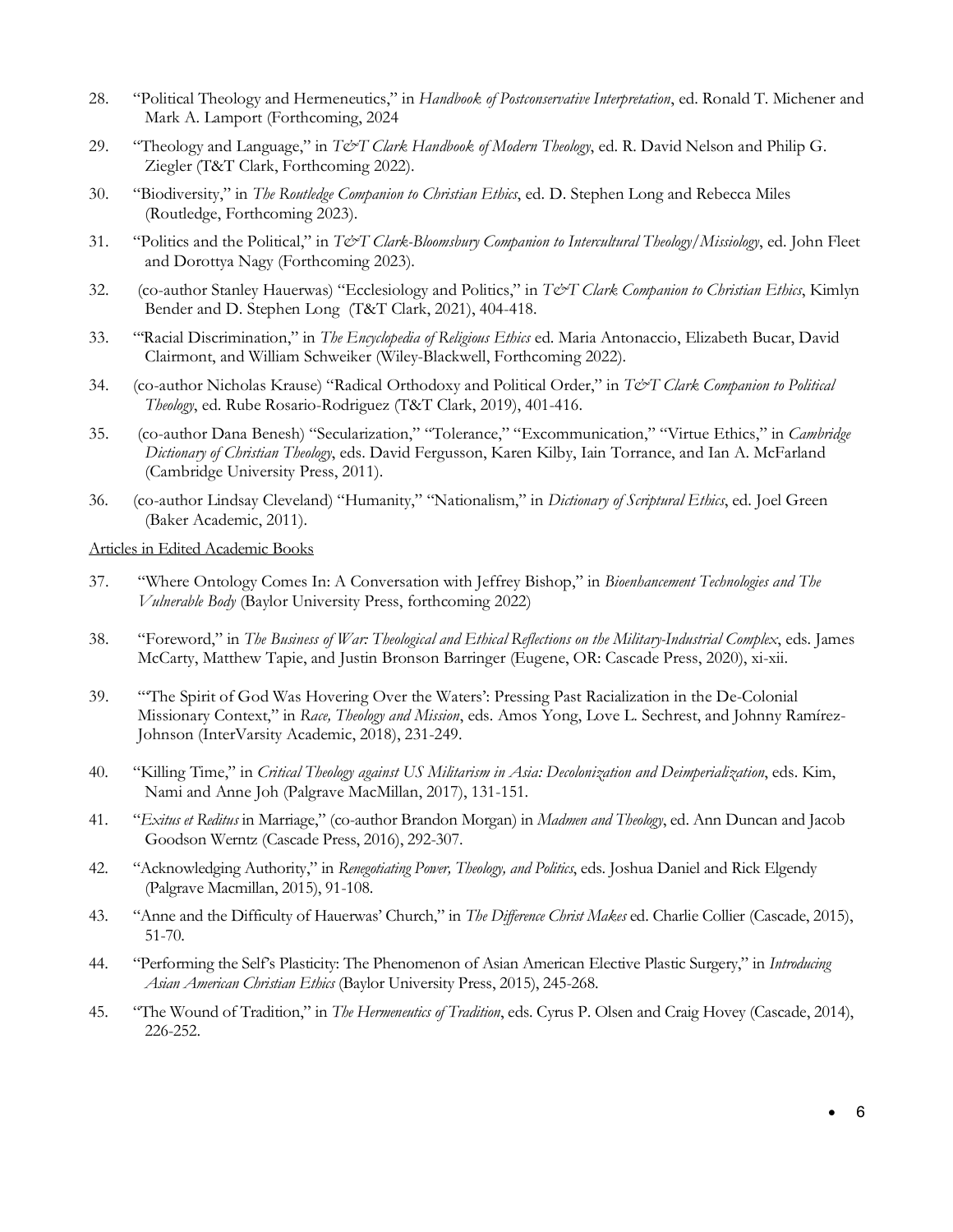28. "Political Theology and Hermeneutics," in *Handbook of Postconservative Interpretation*, ed. Ronald T. Michener and Mark A. Lamport (Forthcoming, 2024

29. "Theology and Language," in *T&T Clark Handbook of Modern Theology*, ed. R. David Nelson and Philip G. Ziegler (T&T Clark, Forthcoming 2022).

30. "Biodiversity," in *The Routledge Companion to Christian Ethics*, ed. D. Stephen Long and Rebecca Miles (Routledge, Forthcoming 2023).

31. "Politics and the Political," in *T&T Clark-Bloomsbury Companion to Intercultural Theology/Missiology*, ed. John Fleet and Dorottya Nagy (Forthcoming 2023).

32. (co-author Stanley Hauerwas) "Ecclesiology and Politics," in *T&T Clark Companion to Christian Ethics*, Kimlyn Bender and D. Stephen Long (T&T Clark, 2021), 404-418.

33. "Racial Discrimination," in *The Encyclopedia of Religious Ethics* ed. Maria Antonaccio, Elizabeth Bucar, David Clairmont, and William Schweiker (Wiley-Blackwell, Forthcoming 2022).

34. (co-author Nicholas Krause) "Radical Orthodoxy and Political Order," in *T&T Clark Companion to Political Theology*, ed. Rube Rosario-Rodriguez (T&T Clark, 2019), 401-416.

35. (co-author Dana Benesh) "Secularization," "Tolerance," "Excommunication," "Virtue Ethics," in *Cambridge Dictionary of Christian Theology*, eds. David Fergusson, Karen Kilby, Iain Torrance, and Ian A. McFarland (Cambridge University Press, 2011).

36. (co-author Lindsay Cleveland) "Humanity," "Nationalism," in *Dictionary of Scriptural Ethics*, ed. Joel Green (Baker Academic, 2011).

<u>Articles in Edited Academic Books</u>

37. "Where Ontology Comes In: A Conversation with Jeffrey Bishop," in *Bioenhancement Technologies and The Vulnerable Body* (Baylor University Press, forthcoming 2022)

38. "Foreword," in *The Business of War: Theological and Ethical Reflections on the Military-Industrial Complex*, eds. James McCarty, Matthew Tapie, and Justin Bronson Barringer (Eugene, OR: Cascade Press, 2020), xi-xii.

39. "'The Spirit of God Was Hovering Over the Waters': Pressing Past Racialization in the De-Colonial Missionary Context," in *Race, Theology and Mission*, eds. Amos Yong, Love L. Sechrest, and Johnny Ramírez-Johnson (InterVarsity Academic, 2018), 231-249.

40. "Killing Time," in *Critical Theology against US Militarism in Asia: Decolonization and Deimperialization*, eds. Kim, Nami and Anne Joh (Palgrave MacMillan, 2017), 131-151.

41. "*Exitus et Reditus* in Marriage," (co-author Brandon Morgan) in *Madmen and Theology*, ed. Ann Duncan and Jacob Goodson Werntz (Cascade Press, 2016), 292-307.

42. "Acknowledging Authority," in *Renegotiating Power, Theology, and Politics*, eds. Joshua Daniel and Rick Elgendy (Palgrave Macmillan, 2015), 91-108.

43. "Anne and the Difficulty of Hauerwas' Church," in *The Difference Christ Makes* ed. Charlie Collier (Cascade, 2015), 51-70.

44. "Performing the Self's Plasticity: The Phenomenon of Asian American Elective Plastic Surgery," in *Introducing Asian American Christian Ethics* (Baylor University Press, 2015), 245-268.

45. "The Wound of Tradition," in *The Hermeneutics of Tradition*, eds. Cyrus P. Olsen and Craig Hovey (Cascade, 2014), 226-252.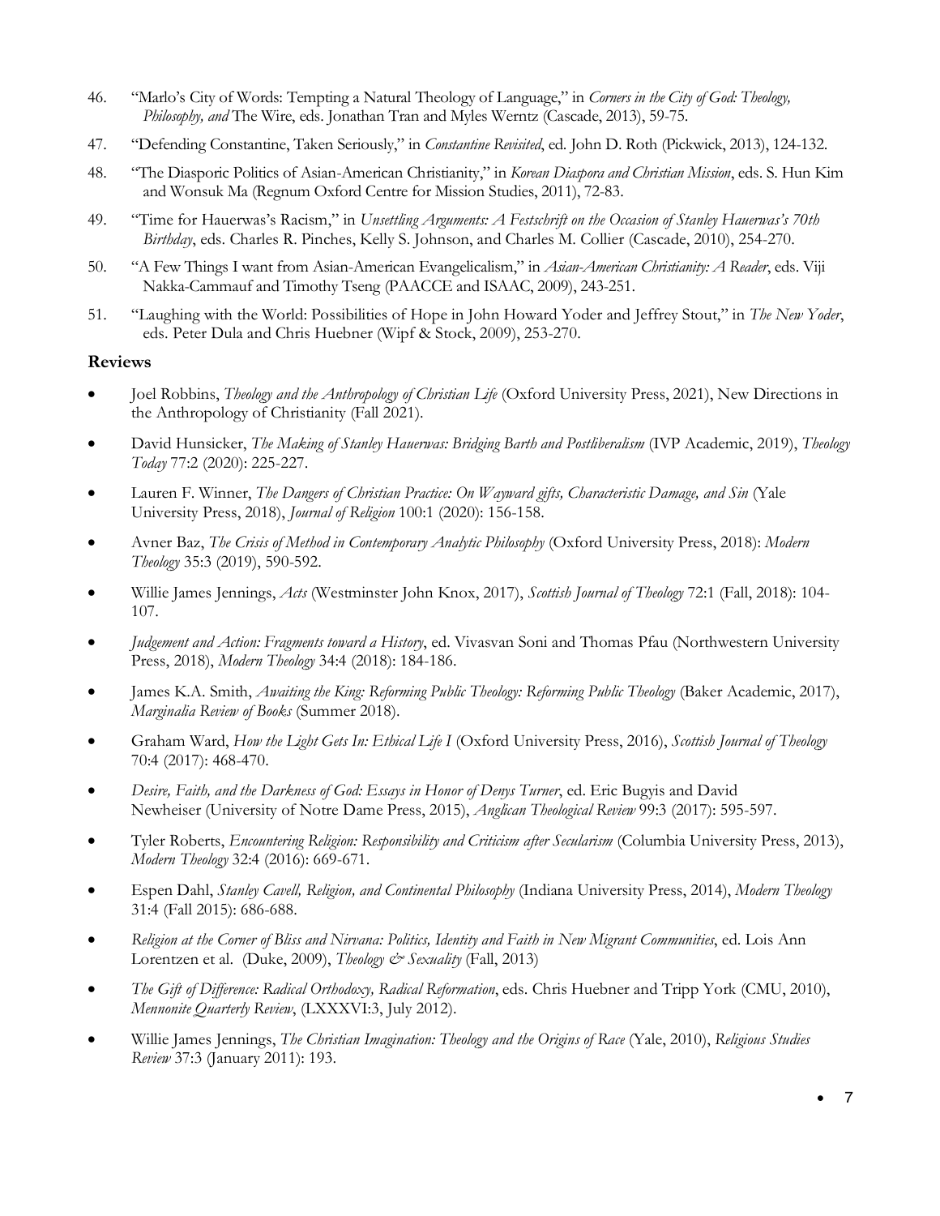46. "Marlo's City of Words: Tempting a Natural Theology of Language," in *Corners in the City of God: Theology, Philosophy, and* The Wire, eds. Jonathan Tran and Myles Werntz (Cascade, 2013), 59-75.
47. "Defending Constantine, Taken Seriously," in *Constantine Revisited*, ed. John D. Roth (Pickwick, 2013), 124-132.
48. "The Diasporic Politics of Asian-American Christianity," in *Korean Diaspora and Christian Mission*, eds. S. Hun Kim and Wonsuk Ma (Regnum Oxford Centre for Mission Studies, 2011), 72-83.
49. "Time for Hauerwas's Racism," in *Unsettling Arguments: A Festschrift on the Occasion of Stanley Hauerwas's 70th Birthday*, eds. Charles R. Pinches, Kelly S. Johnson, and Charles M. Collier (Cascade, 2010), 254-270.
50. "A Few Things I want from Asian-American Evangelicalism," in *Asian-American Christianity: A Reader*, eds. Viji Nakka-Cammauf and Timothy Tseng (PAACCE and ISAAC, 2009), 243-251.
51. "Laughing with the World: Possibilities of Hope in John Howard Yoder and Jeffrey Stout," in *The New Yoder*, eds. Peter Dula and Chris Huebner (Wipf & Stock, 2009), 253-270.

## Reviews

- Joel Robbins, *Theology and the Anthropology of Christian Life* (Oxford University Press, 2021), New Directions in the Anthropology of Christianity (Fall 2021).
- David Hunsicker, *The Making of Stanley Hauerwas: Bridging Barth and Postliberalism* (IVP Academic, 2019), *Theology Today* 77:2 (2020): 225-227.
- Lauren F. Winner, *The Dangers of Christian Practice: On Wayward gifts, Characteristic Damage, and Sin* (Yale University Press, 2018), *Journal of Religion* 100:1 (2020): 156-158.
- Avner Baz, *The Crisis of Method in Contemporary Analytic Philosophy* (Oxford University Press, 2018): *Modern Theology* 35:3 (2019), 590-592.
- Willie James Jennings, *Acts* (Westminster John Knox, 2017), *Scottish Journal of Theology* 72:1 (Fall, 2018): 104-107.
- *Judgement and Action: Fragments toward a History*, ed. Vivasvan Soni and Thomas Pfau (Northwestern University Press, 2018), *Modern Theology* 34:4 (2018): 184-186.
- James K.A. Smith, *Awaiting the King: Reforming Public Theology: Reforming Public Theology* (Baker Academic, 2017), *Marginalia Review of Books* (Summer 2018).
- Graham Ward, *How the Light Gets In: Ethical Life I* (Oxford University Press, 2016), *Scottish Journal of Theology* 70:4 (2017): 468-470.
- *Desire, Faith, and the Darkness of God: Essays in Honor of Denys Turner*, ed. Eric Bugyis and David Newheiser (University of Notre Dame Press, 2015), *Anglican Theological Review* 99:3 (2017): 595-597.
- Tyler Roberts, *Encountering Religion: Responsibility and Criticism after Secularism* (Columbia University Press, 2013), *Modern Theology* 32:4 (2016): 669-671.
- Espen Dahl, *Stanley Cavell, Religion, and Continental Philosophy* (Indiana University Press, 2014), *Modern Theology* 31:4 (Fall 2015): 686-688.
- *Religion at the Corner of Bliss and Nirvana: Politics, Identity and Faith in New Migrant Communities*, ed. Lois Ann Lorentzen et al. (Duke, 2009), *Theology & Sexuality* (Fall, 2013)
- *The Gift of Difference: Radical Orthodoxy, Radical Reformation*, eds. Chris Huebner and Tripp York (CMU, 2010), *Mennonite Quarterly Review*, (LXXXVI:3, July 2012).
- Willie James Jennings, *The Christian Imagination: Theology and the Origins of Race* (Yale, 2010), *Religious Studies Review* 37:3 (January 2011): 193.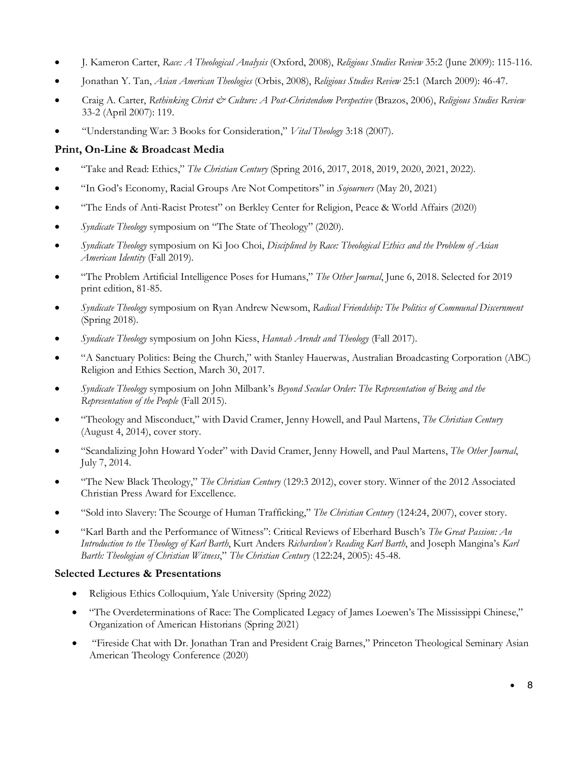- J. Kameron Carter, *Race: A Theological Analysis* (Oxford, 2008), *Religious Studies Review* 35:2 (June 2009): 115-116.
- Jonathan Y. Tan, *Asian American Theologies* (Orbis, 2008), *Religious Studies Review* 25:1 (March 2009): 46-47.
- Craig A. Carter, *Rethinking Christ & Culture: A Post-Christendom Perspective* (Brazos, 2006), *Religious Studies Review* 33-2 (April 2007): 119.
- "Understanding War: 3 Books for Consideration," *Vital Theology* 3:18 (2007).

### Print, On-Line & Broadcast Media

- "Take and Read: Ethics," *The Christian Century* (Spring 2016, 2017, 2018, 2019, 2020, 2021, 2022).
- "In God's Economy, Racial Groups Are Not Competitors" in *Sojourners* (May 20, 2021)
- "The Ends of Anti-Racist Protest" on Berkley Center for Religion, Peace & World Affairs (2020)
- *Syndicate Theology* symposium on "The State of Theology" (2020).
- *Syndicate Theology* symposium on Ki Joo Choi, *Disciplined by Race: Theological Ethics and the Problem of Asian American Identity* (Fall 2019).
- "The Problem Artificial Intelligence Poses for Humans," *The Other Journal*, June 6, 2018. Selected for 2019 print edition, 81-85.
- *Syndicate Theology* symposium on Ryan Andrew Newsom, *Radical Friendship: The Politics of Communal Discernment* (Spring 2018).
- *Syndicate Theology* symposium on John Kiess, *Hannah Arendt and Theology* (Fall 2017).
- "A Sanctuary Politics: Being the Church," with Stanley Hauerwas, Australian Broadcasting Corporation (ABC) Religion and Ethics Section, March 30, 2017.
- *Syndicate Theology* symposium on John Milbank's *Beyond Secular Order: The Representation of Being and the Representation of the People* (Fall 2015).
- "Theology and Misconduct," with David Cramer, Jenny Howell, and Paul Martens, *The Christian Century* (August 4, 2014), cover story.
- "Scandalizing John Howard Yoder" with David Cramer, Jenny Howell, and Paul Martens, *The Other Journal*, July 7, 2014.
- "The New Black Theology," *The Christian Century* (129:3 2012), cover story. Winner of the 2012 Associated Christian Press Award for Excellence.
- "Sold into Slavery: The Scourge of Human Trafficking," *The Christian Century* (124:24, 2007), cover story.
- "Karl Barth and the Performance of Witness": Critical Reviews of Eberhard Busch's *The Great Passion: An Introduction to the Theology of Karl Barth*, Kurt Anders *Richardson's Reading Karl Barth*, and Joseph Mangina's *Karl Barth: Theologian of Christian Witness*," *The Christian Century* (122:24, 2005): 45-48.

### Selected Lectures & Presentations

- Religious Ethics Colloquium, Yale University (Spring 2022)
- "The Overdeterminations of Race: The Complicated Legacy of James Loewen's The Mississippi Chinese," Organization of American Historians (Spring 2021)
- "Fireside Chat with Dr. Jonathan Tran and President Craig Barnes," Princeton Theological Seminary Asian American Theology Conference (2020)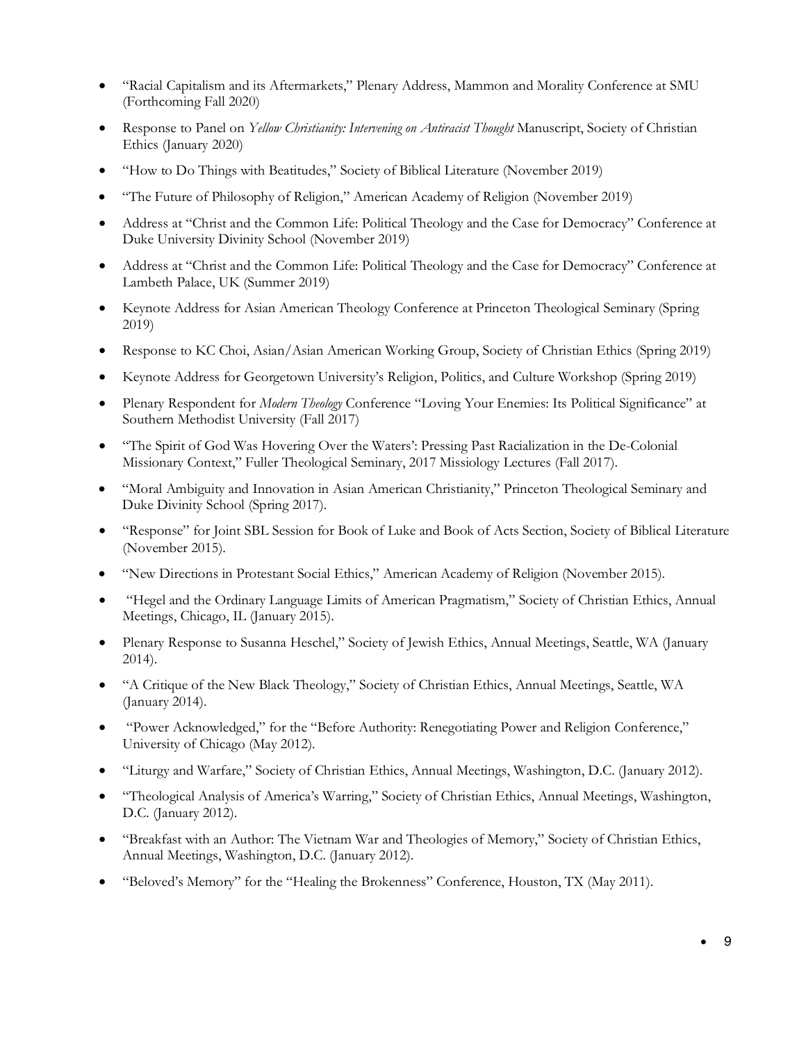- "Racial Capitalism and its Aftermarkets," Plenary Address, Mammon and Morality Conference at SMU (Forthcoming Fall 2020)
- Response to Panel on *Yellow Christianity: Intervening on Antiracist Thought* Manuscript, Society of Christian Ethics (January 2020)
- "How to Do Things with Beatitudes," Society of Biblical Literature (November 2019)
- "The Future of Philosophy of Religion," American Academy of Religion (November 2019)
- Address at "Christ and the Common Life: Political Theology and the Case for Democracy" Conference at Duke University Divinity School (November 2019)
- Address at "Christ and the Common Life: Political Theology and the Case for Democracy" Conference at Lambeth Palace, UK (Summer 2019)
- Keynote Address for Asian American Theology Conference at Princeton Theological Seminary (Spring 2019)
- Response to KC Choi, Asian/Asian American Working Group, Society of Christian Ethics (Spring 2019)
- Keynote Address for Georgetown University's Religion, Politics, and Culture Workshop (Spring 2019)
- Plenary Respondent for *Modern Theology* Conference "Loving Your Enemies: Its Political Significance" at Southern Methodist University (Fall 2017)
- "The Spirit of God Was Hovering Over the Waters': Pressing Past Racialization in the De-Colonial Missionary Context," Fuller Theological Seminary, 2017 Missiology Lectures (Fall 2017).
- "Moral Ambiguity and Innovation in Asian American Christianity," Princeton Theological Seminary and Duke Divinity School (Spring 2017).
- "Response" for Joint SBL Session for Book of Luke and Book of Acts Section, Society of Biblical Literature (November 2015).
- "New Directions in Protestant Social Ethics," American Academy of Religion (November 2015).
- "Hegel and the Ordinary Language Limits of American Pragmatism," Society of Christian Ethics, Annual Meetings, Chicago, IL (January 2015).
- Plenary Response to Susanna Heschel," Society of Jewish Ethics, Annual Meetings, Seattle, WA (January 2014).
- "A Critique of the New Black Theology," Society of Christian Ethics, Annual Meetings, Seattle, WA (January 2014).
- "Power Acknowledged," for the "Before Authority: Renegotiating Power and Religion Conference," University of Chicago (May 2012).
- "Liturgy and Warfare," Society of Christian Ethics, Annual Meetings, Washington, D.C. (January 2012).
- "Theological Analysis of America's Warring," Society of Christian Ethics, Annual Meetings, Washington, D.C. (January 2012).
- "Breakfast with an Author: The Vietnam War and Theologies of Memory," Society of Christian Ethics, Annual Meetings, Washington, D.C. (January 2012).
- "Beloved's Memory" for the "Healing the Brokenness" Conference, Houston, TX (May 2011).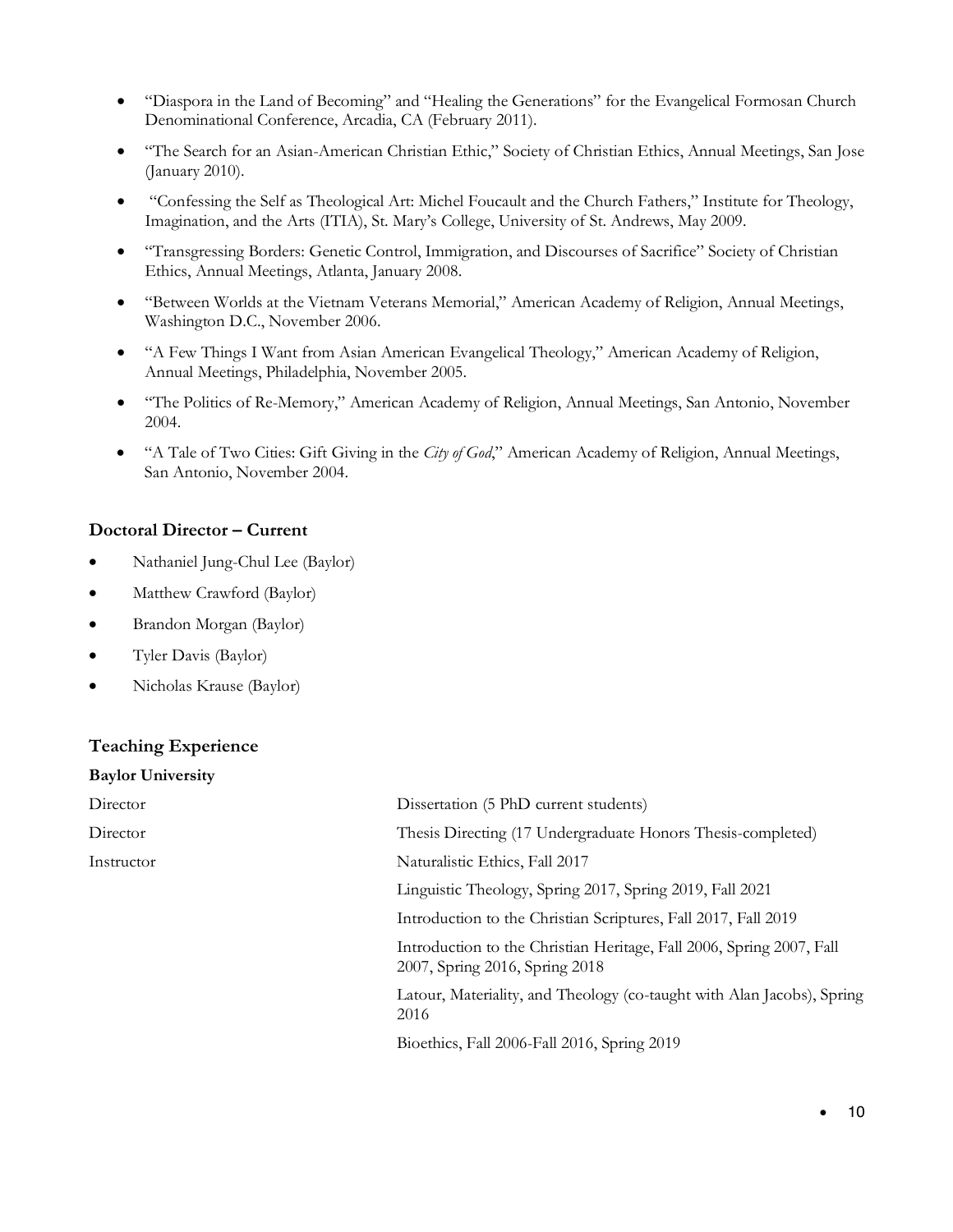- "Diaspora in the Land of Becoming" and "Healing the Generations" for the Evangelical Formosan Church Denominational Conference, Arcadia, CA (February 2011).
- "The Search for an Asian-American Christian Ethic," Society of Christian Ethics, Annual Meetings, San Jose (January 2010).
- "Confessing the Self as Theological Art: Michel Foucault and the Church Fathers," Institute for Theology, Imagination, and the Arts (ITIA), St. Mary's College, University of St. Andrews, May 2009.
- "Transgressing Borders: Genetic Control, Immigration, and Discourses of Sacrifice" Society of Christian Ethics, Annual Meetings, Atlanta, January 2008.
- "Between Worlds at the Vietnam Veterans Memorial," American Academy of Religion, Annual Meetings, Washington D.C., November 2006.
- "A Few Things I Want from Asian American Evangelical Theology," American Academy of Religion, Annual Meetings, Philadelphia, November 2005.
- "The Politics of Re-Memory," American Academy of Religion, Annual Meetings, San Antonio, November 2004.
- "A Tale of Two Cities: Gift Giving in the *City of God*," American Academy of Religion, Annual Meetings, San Antonio, November 2004.

### Doctoral Director – Current

- Nathaniel Jung-Chul Lee (Baylor)
- Matthew Crawford (Baylor)
- Brandon Morgan (Baylor)
- Tyler Davis (Baylor)
- Nicholas Krause (Baylor)

### Teaching Experience

**Baylor University**

| | |
|---|---|
| Director | Dissertation (5 PhD current students) |
| Director | Thesis Directing (17 Undergraduate Honors Thesis-completed) |
| Instructor | Naturalistic Ethics, Fall 2017 |
| | Linguistic Theology, Spring 2017, Spring 2019, Fall 2021 |
| | Introduction to the Christian Scriptures, Fall 2017, Fall 2019 |
| | Introduction to the Christian Heritage, Fall 2006, Spring 2007, Fall 2007, Spring 2016, Spring 2018 |
| | Latour, Materiality, and Theology (co-taught with Alan Jacobs), Spring 2016 |
| | Bioethics, Fall 2006-Fall 2016, Spring 2019 |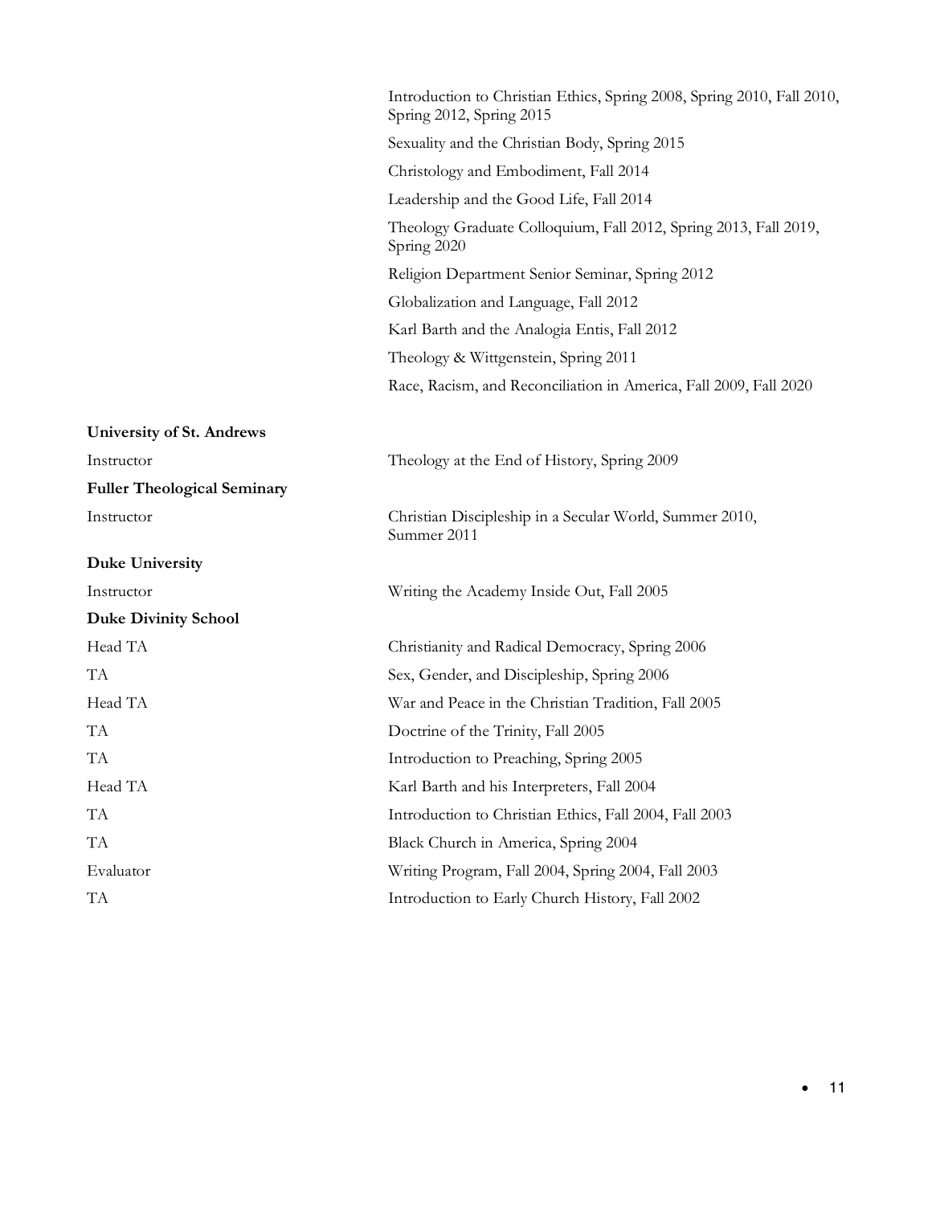| | |
|---|---|
| | Introduction to Christian Ethics, Spring 2008, Spring 2010, Fall 2010, Spring 2012, Spring 2015 |
| | Sexuality and the Christian Body, Spring 2015 |
| | Christology and Embodiment, Fall 2014 |
| | Leadership and the Good Life, Fall 2014 |
| | Theology Graduate Colloquium, Fall 2012, Spring 2013, Fall 2019, Spring 2020 |
| | Religion Department Senior Seminar, Spring 2012 |
| | Globalization and Language, Fall 2012 |
| | Karl Barth and the Analogia Entis, Fall 2012 |
| | Theology & Wittgenstein, Spring 2011 |
| | Race, Racism, and Reconciliation in America, Fall 2009, Fall 2020 |

**University of St. Andrews**

| | |
|---|---|
| Instructor | Theology at the End of History, Spring 2009 |

**Fuller Theological Seminary**

| | |
|---|---|
| Instructor | Christian Discipleship in a Secular World, Summer 2010, Summer 2011 |

**Duke University**

| | |
|---|---|
| Instructor | Writing the Academy Inside Out, Fall 2005 |

**Duke Divinity School**

| | |
|---|---|
| Head TA | Christianity and Radical Democracy, Spring 2006 |
| TA | Sex, Gender, and Discipleship, Spring 2006 |
| Head TA | War and Peace in the Christian Tradition, Fall 2005 |
| TA | Doctrine of the Trinity, Fall 2005 |
| TA | Introduction to Preaching, Spring 2005 |
| Head TA | Karl Barth and his Interpreters, Fall 2004 |
| TA | Introduction to Christian Ethics, Fall 2004, Fall 2003 |
| TA | Black Church in America, Spring 2004 |
| Evaluator | Writing Program, Fall 2004, Spring 2004, Fall 2003 |
| TA | Introduction to Early Church History, Fall 2002 |